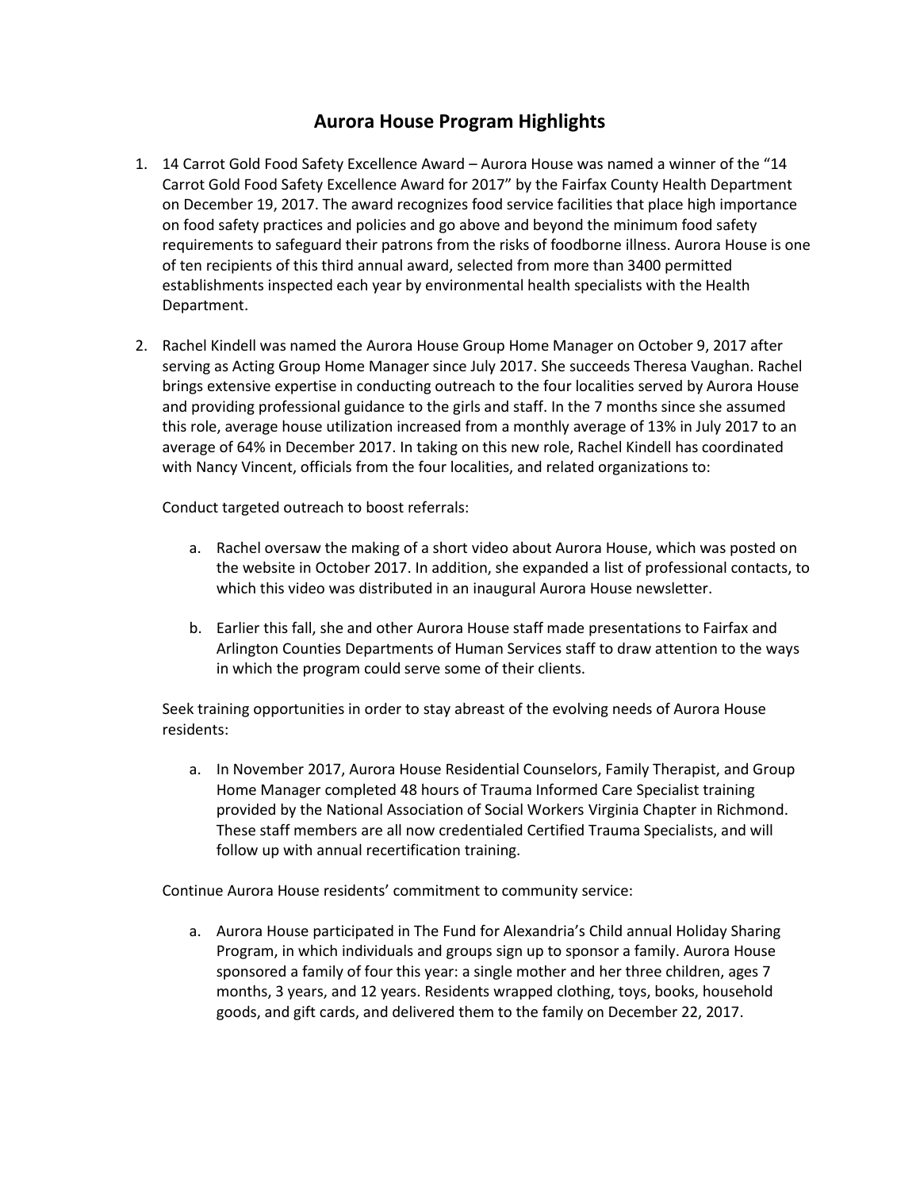# Aurora House Program Highlights

1. 14 Carrot Gold Food Safety Excellence Award – Aurora House was named a winner of the "14 Carrot Gold Food Safety Excellence Award for 2017" by the Fairfax County Health Department on December 19, 2017. The award recognizes food service facilities that place high importance on food safety practices and policies and go above and beyond the minimum food safety requirements to safeguard their patrons from the risks of foodborne illness. Aurora House is one of ten recipients of this third annual award, selected from more than 3400 permitted establishments inspected each year by environmental health specialists with the Health Department.

2. Rachel Kindell was named the Aurora House Group Home Manager on October 9, 2017 after serving as Acting Group Home Manager since July 2017. She succeeds Theresa Vaughan. Rachel brings extensive expertise in conducting outreach to the four localities served by Aurora House and providing professional guidance to the girls and staff. In the 7 months since she assumed this role, average house utilization increased from a monthly average of 13% in July 2017 to an average of 64% in December 2017. In taking on this new role, Rachel Kindell has coordinated with Nancy Vincent, officials from the four localities, and related organizations to:

   Conduct targeted outreach to boost referrals:

   a. Rachel oversaw the making of a short video about Aurora House, which was posted on the website in October 2017. In addition, she expanded a list of professional contacts, to which this video was distributed in an inaugural Aurora House newsletter.

   b. Earlier this fall, she and other Aurora House staff made presentations to Fairfax and Arlington Counties Departments of Human Services staff to draw attention to the ways in which the program could serve some of their clients.

   Seek training opportunities in order to stay abreast of the evolving needs of Aurora House residents:

   a. In November 2017, Aurora House Residential Counselors, Family Therapist, and Group Home Manager completed 48 hours of Trauma Informed Care Specialist training provided by the National Association of Social Workers Virginia Chapter in Richmond. These staff members are all now credentialed Certified Trauma Specialists, and will follow up with annual recertification training.

   Continue Aurora House residents' commitment to community service:

   a. Aurora House participated in The Fund for Alexandria's Child annual Holiday Sharing Program, in which individuals and groups sign up to sponsor a family. Aurora House sponsored a family of four this year: a single mother and her three children, ages 7 months, 3 years, and 12 years. Residents wrapped clothing, toys, books, household goods, and gift cards, and delivered them to the family on December 22, 2017.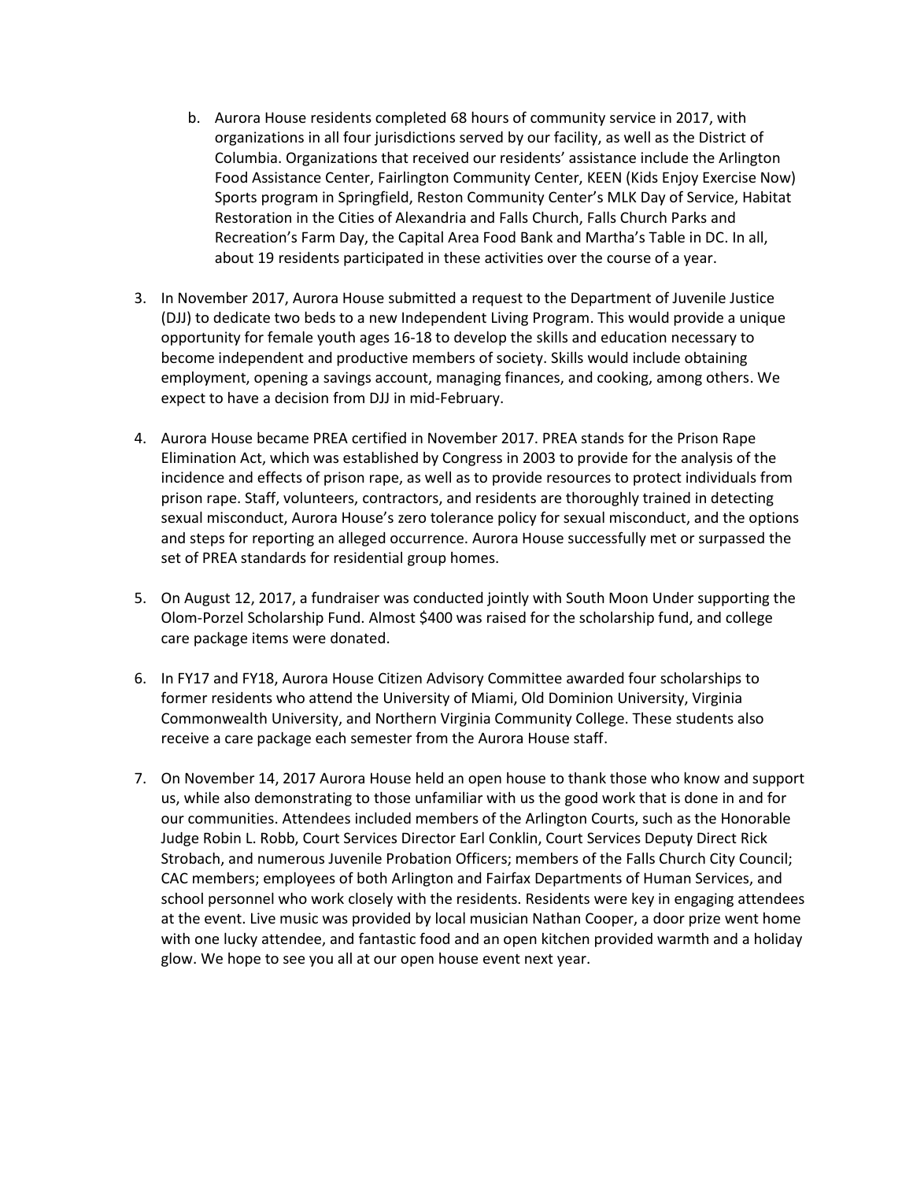b. Aurora House residents completed 68 hours of community service in 2017, with organizations in all four jurisdictions served by our facility, as well as the District of Columbia. Organizations that received our residents' assistance include the Arlington Food Assistance Center, Fairlington Community Center, KEEN (Kids Enjoy Exercise Now) Sports program in Springfield, Reston Community Center's MLK Day of Service, Habitat Restoration in the Cities of Alexandria and Falls Church, Falls Church Parks and Recreation's Farm Day, the Capital Area Food Bank and Martha's Table in DC. In all, about 19 residents participated in these activities over the course of a year.

3. In November 2017, Aurora House submitted a request to the Department of Juvenile Justice (DJJ) to dedicate two beds to a new Independent Living Program. This would provide a unique opportunity for female youth ages 16-18 to develop the skills and education necessary to become independent and productive members of society. Skills would include obtaining employment, opening a savings account, managing finances, and cooking, among others. We expect to have a decision from DJJ in mid-February.

4. Aurora House became PREA certified in November 2017. PREA stands for the Prison Rape Elimination Act, which was established by Congress in 2003 to provide for the analysis of the incidence and effects of prison rape, as well as to provide resources to protect individuals from prison rape. Staff, volunteers, contractors, and residents are thoroughly trained in detecting sexual misconduct, Aurora House's zero tolerance policy for sexual misconduct, and the options and steps for reporting an alleged occurrence. Aurora House successfully met or surpassed the set of PREA standards for residential group homes.

5. On August 12, 2017, a fundraiser was conducted jointly with South Moon Under supporting the Olom-Porzel Scholarship Fund. Almost $400 was raised for the scholarship fund, and college care package items were donated.

6. In FY17 and FY18, Aurora House Citizen Advisory Committee awarded four scholarships to former residents who attend the University of Miami, Old Dominion University, Virginia Commonwealth University, and Northern Virginia Community College. These students also receive a care package each semester from the Aurora House staff.

7. On November 14, 2017 Aurora House held an open house to thank those who know and support us, while also demonstrating to those unfamiliar with us the good work that is done in and for our communities. Attendees included members of the Arlington Courts, such as the Honorable Judge Robin L. Robb, Court Services Director Earl Conklin, Court Services Deputy Direct Rick Strobach, and numerous Juvenile Probation Officers; members of the Falls Church City Council; CAC members; employees of both Arlington and Fairfax Departments of Human Services, and school personnel who work closely with the residents. Residents were key in engaging attendees at the event. Live music was provided by local musician Nathan Cooper, a door prize went home with one lucky attendee, and fantastic food and an open kitchen provided warmth and a holiday glow. We hope to see you all at our open house event next year.